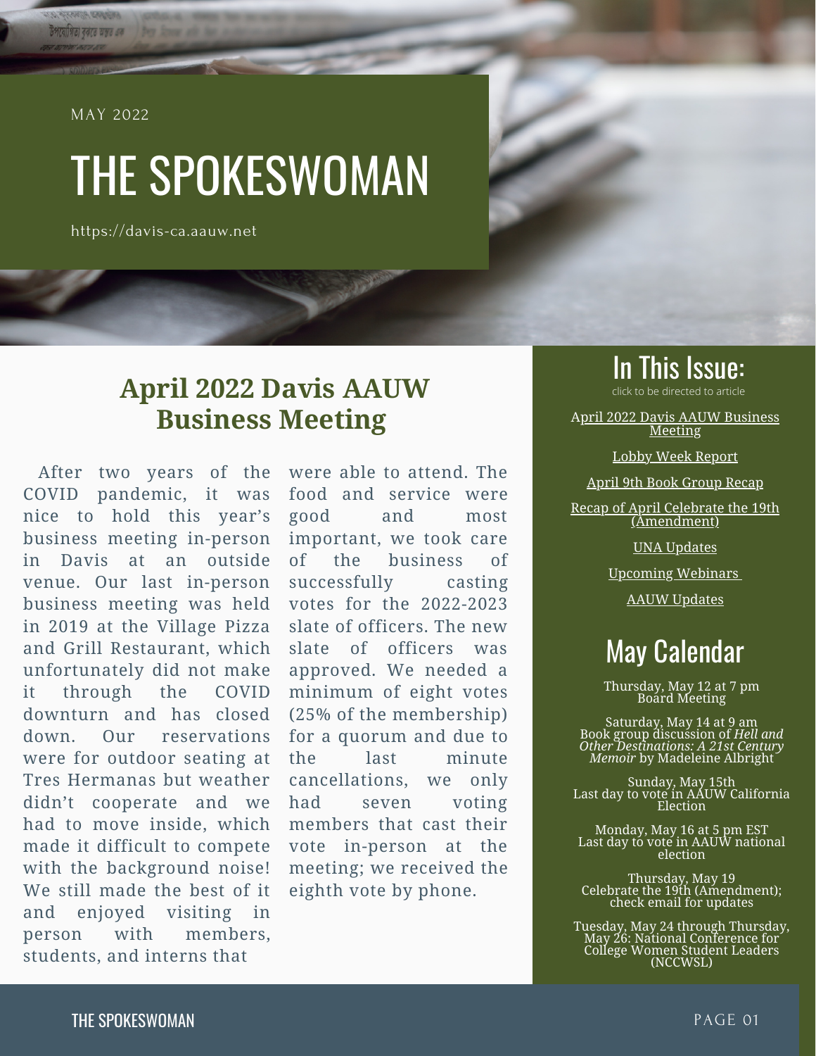MAY 2022

# THE SPOKESWOMAN

https://davis-ca.aauw.net

## April 2022 Davis AAUW Business Meeting

After two years of the COVID pandemic, it was nice to hold this year's business meeting in-person in Davis at an outside venue. Our last in-person business meeting was held in 2019 at the Village Pizza and Grill Restaurant, which unfortunately did not make it through the COVID downturn and has closed down. Our reservations were for outdoor seating at Tres Hermanas but weather didn't cooperate and we had to move inside, which made it difficult to compete with the background noise! We still made the best of it and enjoyed visiting in person with members, students, and interns that were able to attend. The food and service were good and most important, we took care of the business of successfully casting votes for the 2022-2023 slate of officers. The new slate of officers was approved. We needed a minimum of eight votes (25% of the membership) for a quorum and due to the last minute cancellations, we only had seven voting members that cast their vote in-person at the meeting; we received the eighth vote by phone.

## In This Issue:

click to be directed to article

- April 2022 Davis AAUW Business Meeting
- Lobby Week Report
- April 9th Book Group Recap
- Recap of April Celebrate the 19th (Amendment)
- UNA Updates
- Upcoming Webinars
- AAUW Updates

## May Calendar

Thursday, May 12 at 7 pm
Board Meeting

Saturday, May 14 at 9 am
Book group discussion of *Hell and Other Destinations: A 21st Century Memoir* by Madeleine Albright

Sunday, May 15th
Last day to vote in AAUW California Election

Monday, May 16 at 5 pm EST
Last day to vote in AAUW national election

Thursday, May 19
Celebrate the 19th (Amendment); check email for updates

Tuesday, May 24 through Thursday, May 26: National Conference for College Women Student Leaders (NCCWSL)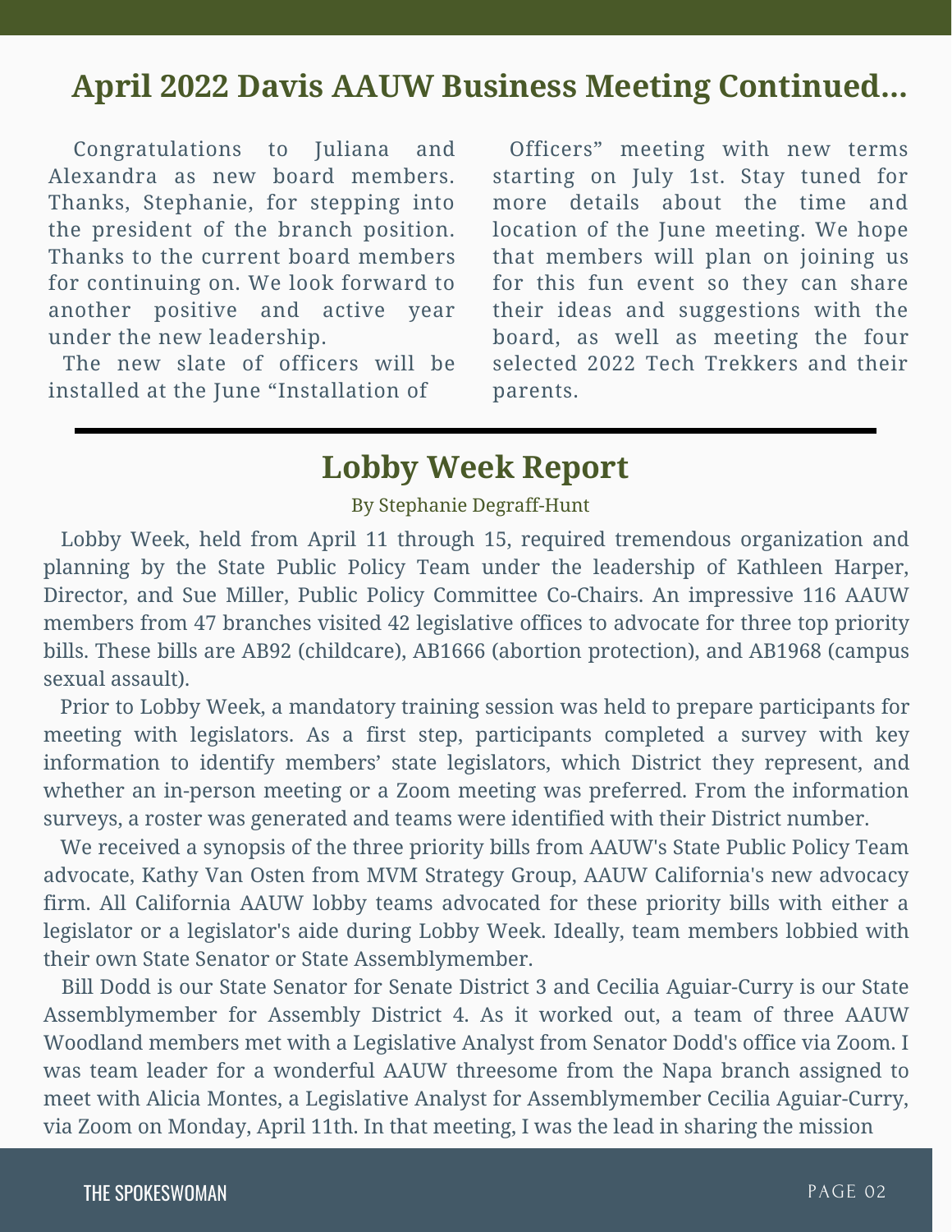## April 2022 Davis AAUW Business Meeting Continued...

Congratulations to Juliana and Alexandra as new board members. Thanks, Stephanie, for stepping into the president of the branch position. Thanks to the current board members for continuing on. We look forward to another positive and active year under the new leadership.

The new slate of officers will be installed at the June "Installation of Officers" meeting with new terms starting on July 1st. Stay tuned for more details about the time and location of the June meeting. We hope that members will plan on joining us for this fun event so they can share their ideas and suggestions with the board, as well as meeting the four selected 2022 Tech Trekkers and their parents.

---

## Lobby Week Report

By Stephanie Degraff-Hunt

Lobby Week, held from April 11 through 15, required tremendous organization and planning by the State Public Policy Team under the leadership of Kathleen Harper, Director, and Sue Miller, Public Policy Committee Co-Chairs. An impressive 116 AAUW members from 47 branches visited 42 legislative offices to advocate for three top priority bills. These bills are AB92 (childcare), AB1666 (abortion protection), and AB1968 (campus sexual assault).

Prior to Lobby Week, a mandatory training session was held to prepare participants for meeting with legislators. As a first step, participants completed a survey with key information to identify members' state legislators, which District they represent, and whether an in-person meeting or a Zoom meeting was preferred. From the information surveys, a roster was generated and teams were identified with their District number.

We received a synopsis of the three priority bills from AAUW's State Public Policy Team advocate, Kathy Van Osten from MVM Strategy Group, AAUW California's new advocacy firm. All California AAUW lobby teams advocated for these priority bills with either a legislator or a legislator's aide during Lobby Week. Ideally, team members lobbied with their own State Senator or State Assemblymember.

Bill Dodd is our State Senator for Senate District 3 and Cecilia Aguiar-Curry is our State Assemblymember for Assembly District 4. As it worked out, a team of three AAUW Woodland members met with a Legislative Analyst from Senator Dodd's office via Zoom. I was team leader for a wonderful AAUW threesome from the Napa branch assigned to meet with Alicia Montes, a Legislative Analyst for Assemblymember Cecilia Aguiar-Curry, via Zoom on Monday, April 11th. In that meeting, I was the lead in sharing the mission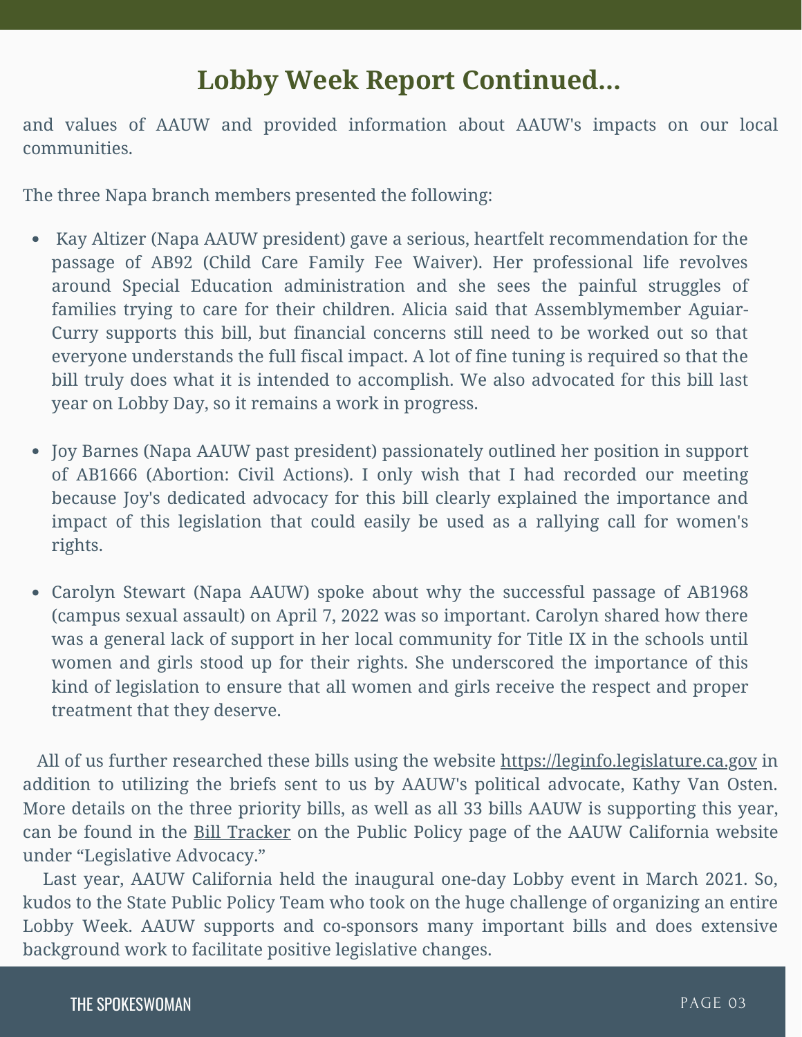## Lobby Week Report Continued...

and values of AAUW and provided information about AAUW's impacts on our local communities.

The three Napa branch members presented the following:

- Kay Altizer (Napa AAUW president) gave a serious, heartfelt recommendation for the passage of AB92 (Child Care Family Fee Waiver). Her professional life revolves around Special Education administration and she sees the painful struggles of families trying to care for their children. Alicia said that Assemblymember Aguiar-Curry supports this bill, but financial concerns still need to be worked out so that everyone understands the full fiscal impact. A lot of fine tuning is required so that the bill truly does what it is intended to accomplish. We also advocated for this bill last year on Lobby Day, so it remains a work in progress.

- Joy Barnes (Napa AAUW past president) passionately outlined her position in support of AB1666 (Abortion: Civil Actions). I only wish that I had recorded our meeting because Joy's dedicated advocacy for this bill clearly explained the importance and impact of this legislation that could easily be used as a rallying call for women's rights.

- Carolyn Stewart (Napa AAUW) spoke about why the successful passage of AB1968 (campus sexual assault) on April 7, 2022 was so important. Carolyn shared how there was a general lack of support in her local community for Title IX in the schools until women and girls stood up for their rights. She underscored the importance of this kind of legislation to ensure that all women and girls receive the respect and proper treatment that they deserve.

All of us further researched these bills using the website https://leginfo.legislature.ca.gov in addition to utilizing the briefs sent to us by AAUW's political advocate, Kathy Van Osten. More details on the three priority bills, as well as all 33 bills AAUW is supporting this year, can be found in the Bill Tracker on the Public Policy page of the AAUW California website under "Legislative Advocacy."

Last year, AAUW California held the inaugural one-day Lobby event in March 2021. So, kudos to the State Public Policy Team who took on the huge challenge of organizing an entire Lobby Week. AAUW supports and co-sponsors many important bills and does extensive background work to facilitate positive legislative changes.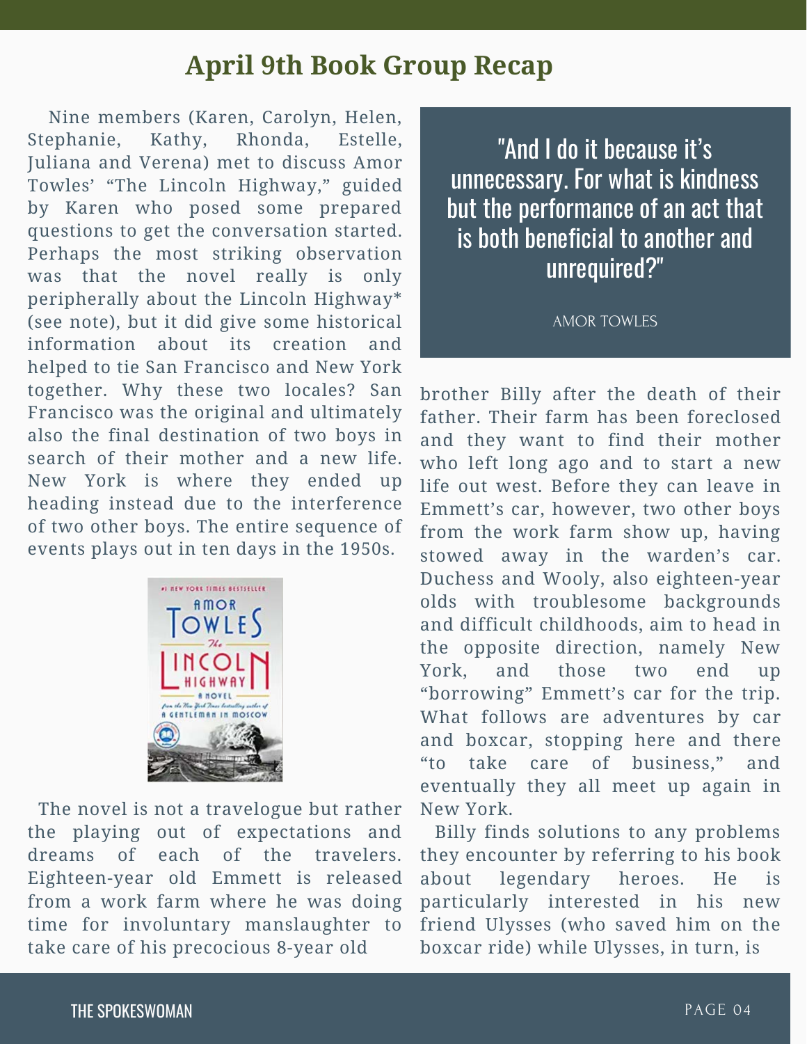## April 9th Book Group Recap

Nine members (Karen, Carolyn, Helen, Stephanie, Kathy, Rhonda, Estelle, Juliana and Verena) met to discuss Amor Towles' "The Lincoln Highway," guided by Karen who posed some prepared questions to get the conversation started. Perhaps the most striking observation was that the novel really is only peripherally about the Lincoln Highway* (see note), but it did give some historical information about its creation and helped to tie San Francisco and New York together. Why these two locales? San Francisco was the original and ultimately also the final destination of two boys in search of their mother and a new life. New York is where they ended up heading instead due to the interference of two other boys. The entire sequence of events plays out in ten days in the 1950s.

> "And I do it because it's unnecessary. For what is kindness but the performance of an act that is both beneficial to another and unrequired?"
>
> AMOR TOWLES

The novel is not a travelogue but rather the playing out of expectations and dreams of each of the travelers. Eighteen-year old Emmett is released from a work farm where he was doing time for involuntary manslaughter to take care of his precocious 8-year old brother Billy after the death of their father. Their farm has been foreclosed and they want to find their mother who left long ago and to start a new life out west. Before they can leave in Emmett's car, however, two other boys from the work farm show up, having stowed away in the warden's car. Duchess and Wooly, also eighteen-year olds with troublesome backgrounds and difficult childhoods, aim to head in the opposite direction, namely New York, and those two end up "borrowing" Emmett's car for the trip. What follows are adventures by car and boxcar, stopping here and there "to take care of business," and eventually they all meet up again in New York.

Billy finds solutions to any problems they encounter by referring to his book about legendary heroes. He is particularly interested in his new friend Ulysses (who saved him on the boxcar ride) while Ulysses, in turn, is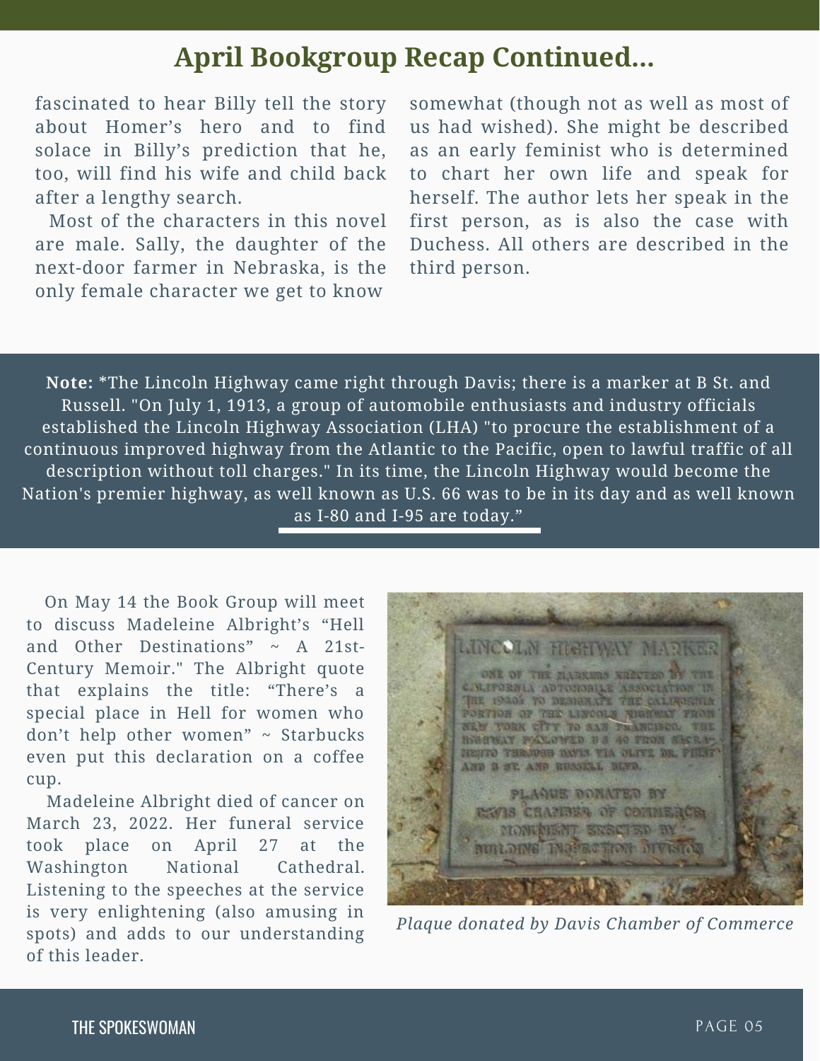## April Bookgroup Recap Continued...

fascinated to hear Billy tell the story about Homer's hero and to find solace in Billy's prediction that he, too, will find his wife and child back after a lengthy search.

Most of the characters in this novel are male. Sally, the daughter of the next-door farmer in Nebraska, is the only female character we get to know somewhat (though not as well as most of us had wished). She might be described as an early feminist who is determined to chart her own life and speak for herself. The author lets her speak in the first person, as is also the case with Duchess. All others are described in the third person.

**Note:** *The Lincoln Highway came right through Davis; there is a marker at B St. and Russell. "On July 1, 1913, a group of automobile enthusiasts and industry officials established the Lincoln Highway Association (LHA) "to procure the establishment of a continuous improved highway from the Atlantic to the Pacific, open to lawful traffic of all description without toll charges." In its time, the Lincoln Highway would become the Nation's premier highway, as well known as U.S. 66 was to be in its day and as well known as I-80 and I-95 are today."

On May 14 the Book Group will meet to discuss Madeleine Albright's "Hell and Other Destinations" ~ A 21st-Century Memoir." The Albright quote that explains the title: "There's a special place in Hell for women who don't help other women" ~ Starbucks even put this declaration on a coffee cup.

Madeleine Albright died of cancer on March 23, 2022. Her funeral service took place on April 27 at the Washington National Cathedral. Listening to the speeches at the service is very enlightening (also amusing in spots) and adds to our understanding of this leader.

*Plaque donated by Davis Chamber of Commerce*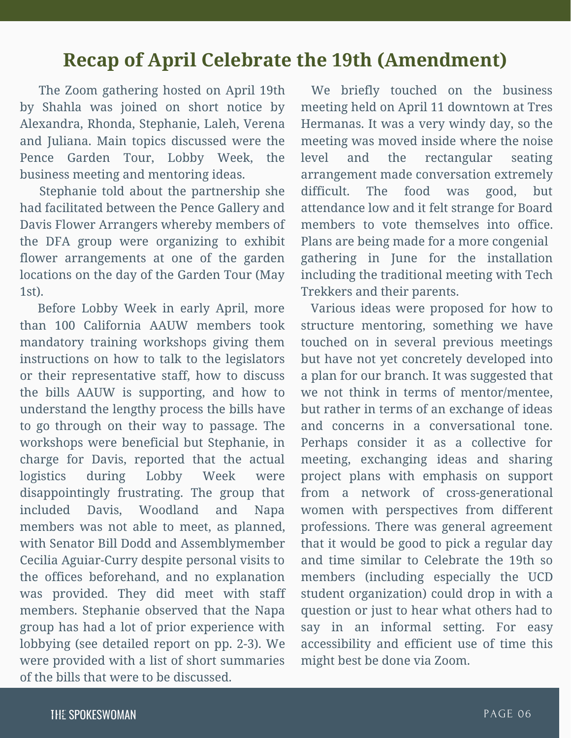# Recap of April Celebrate the 19th (Amendment)

The Zoom gathering hosted on April 19th by Shahla was joined on short notice by Alexandra, Rhonda, Stephanie, Laleh, Verena and Juliana. Main topics discussed were the Pence Garden Tour, Lobby Week, the business meeting and mentoring ideas.

Stephanie told about the partnership she had facilitated between the Pence Gallery and Davis Flower Arrangers whereby members of the DFA group were organizing to exhibit flower arrangements at one of the garden locations on the day of the Garden Tour (May 1st).

Before Lobby Week in early April, more than 100 California AAUW members took mandatory training workshops giving them instructions on how to talk to the legislators or their representative staff, how to discuss the bills AAUW is supporting, and how to understand the lengthy process the bills have to go through on their way to passage. The workshops were beneficial but Stephanie, in charge for Davis, reported that the actual logistics during Lobby Week were disappointingly frustrating. The group that included Davis, Woodland and Napa members was not able to meet, as planned, with Senator Bill Dodd and Assemblymember Cecilia Aguiar-Curry despite personal visits to the offices beforehand, and no explanation was provided. They did meet with staff members. Stephanie observed that the Napa group has had a lot of prior experience with lobbying (see detailed report on pp. 2-3). We were provided with a list of short summaries of the bills that were to be discussed.

We briefly touched on the business meeting held on April 11 downtown at Tres Hermanas. It was a very windy day, so the meeting was moved inside where the noise level and the rectangular seating arrangement made conversation extremely difficult. The food was good, but attendance low and it felt strange for Board members to vote themselves into office. Plans are being made for a more congenial gathering in June for the installation including the traditional meeting with Tech Trekkers and their parents.

Various ideas were proposed for how to structure mentoring, something we have touched on in several previous meetings but have not yet concretely developed into a plan for our branch. It was suggested that we not think in terms of mentor/mentee, but rather in terms of an exchange of ideas and concerns in a conversational tone. Perhaps consider it as a collective for meeting, exchanging ideas and sharing project plans with emphasis on support from a network of cross-generational women with perspectives from different professions. There was general agreement that it would be good to pick a regular day and time similar to Celebrate the 19th so members (including especially the UCD student organization) could drop in with a question or just to hear what others had to say in an informal setting. For easy accessibility and efficient use of time this might best be done via Zoom.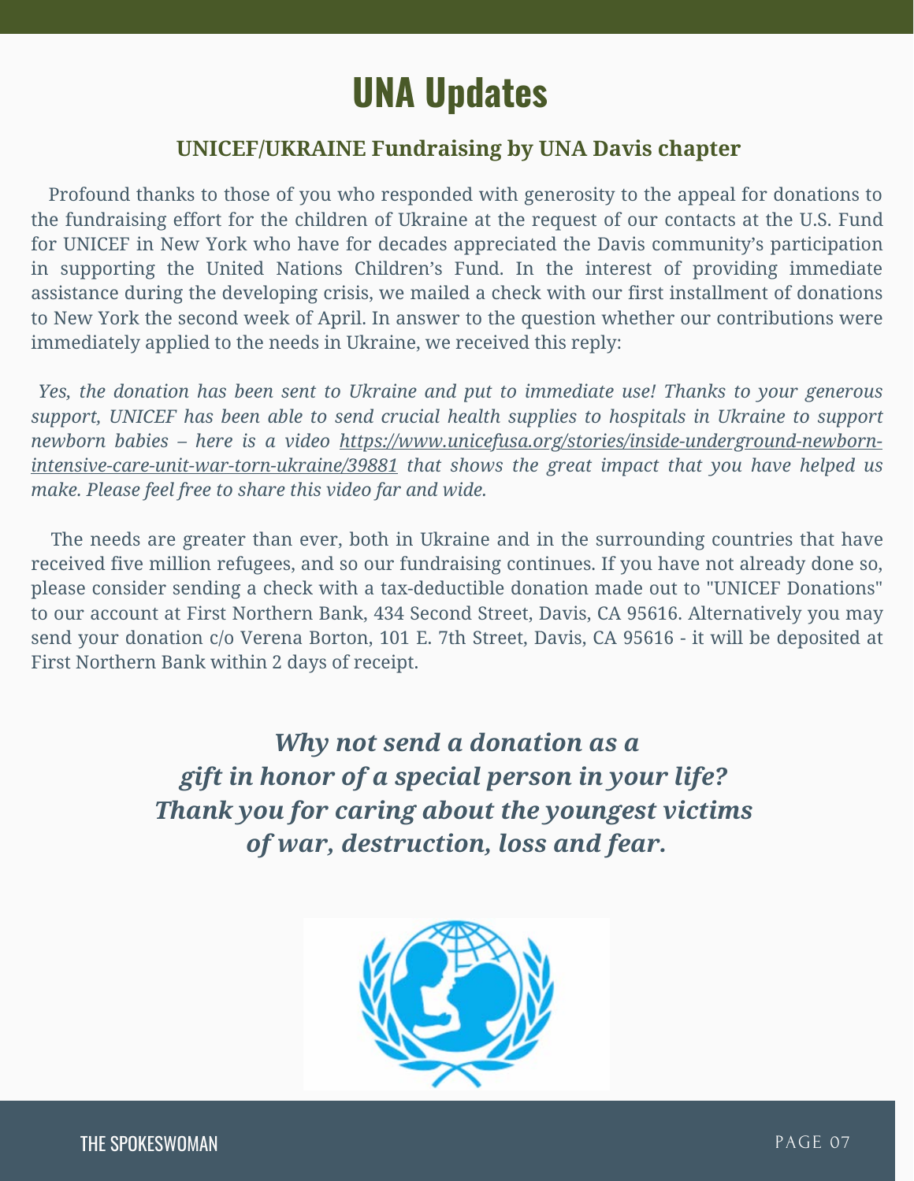# UNA Updates

## UNICEF/UKRAINE Fundraising by UNA Davis chapter

Profound thanks to those of you who responded with generosity to the appeal for donations to the fundraising effort for the children of Ukraine at the request of our contacts at the U.S. Fund for UNICEF in New York who have for decades appreciated the Davis community's participation in supporting the United Nations Children's Fund. In the interest of providing immediate assistance during the developing crisis, we mailed a check with our first installment of donations to New York the second week of April. In answer to the question whether our contributions were immediately applied to the needs in Ukraine, we received this reply:

*Yes, the donation has been sent to Ukraine and put to immediate use! Thanks to your generous support, UNICEF has been able to send crucial health supplies to hospitals in Ukraine to support newborn babies – here is a video https://www.unicefusa.org/stories/inside-underground-newborn-intensive-care-unit-war-torn-ukraine/39881 that shows the great impact that you have helped us make. Please feel free to share this video far and wide.*

The needs are greater than ever, both in Ukraine and in the surrounding countries that have received five million refugees, and so our fundraising continues. If you have not already done so, please consider sending a check with a tax-deductible donation made out to "UNICEF Donations" to our account at First Northern Bank, 434 Second Street, Davis, CA 95616. Alternatively you may send your donation c/o Verena Borton, 101 E. 7th Street, Davis, CA 95616 - it will be deposited at First Northern Bank within 2 days of receipt.

***Why not send a donation as a gift in honor of a special person in your life? Thank you for caring about the youngest victims of war, destruction, loss and fear.***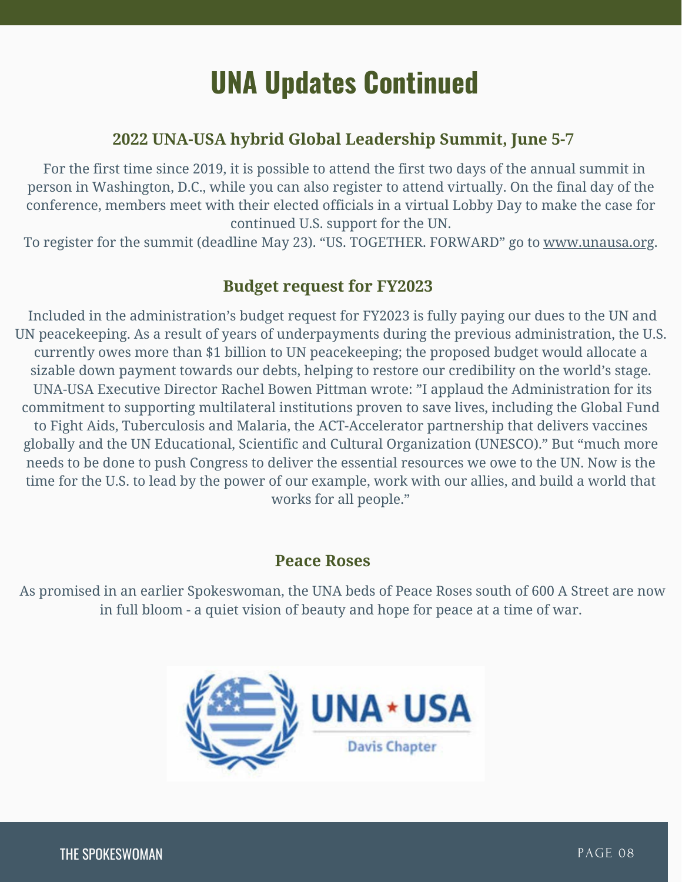# UNA Updates Continued

## 2022 UNA-USA hybrid Global Leadership Summit, June 5-7

For the first time since 2019, it is possible to attend the first two days of the annual summit in person in Washington, D.C., while you can also register to attend virtually. On the final day of the conference, members meet with their elected officials in a virtual Lobby Day to make the case for continued U.S. support for the UN.

To register for the summit (deadline May 23). "US. TOGETHER. FORWARD" go to www.unausa.org.

## Budget request for FY2023

Included in the administration's budget request for FY2023 is fully paying our dues to the UN and UN peacekeeping. As a result of years of underpayments during the previous administration, the U.S. currently owes more than $1 billion to UN peacekeeping; the proposed budget would allocate a sizable down payment towards our debts, helping to restore our credibility on the world's stage. UNA-USA Executive Director Rachel Bowen Pittman wrote: "I applaud the Administration for its commitment to supporting multilateral institutions proven to save lives, including the Global Fund to Fight Aids, Tuberculosis and Malaria, the ACT-Accelerator partnership that delivers vaccines globally and the UN Educational, Scientific and Cultural Organization (UNESCO)." But "much more needs to be done to push Congress to deliver the essential resources we owe to the UN. Now is the time for the U.S. to lead by the power of our example, work with our allies, and build a world that works for all people."

## Peace Roses

As promised in an earlier Spokeswoman, the UNA beds of Peace Roses south of 600 A Street are now in full bloom - a quiet vision of beauty and hope for peace at a time of war.

UNA★USA

Davis Chapter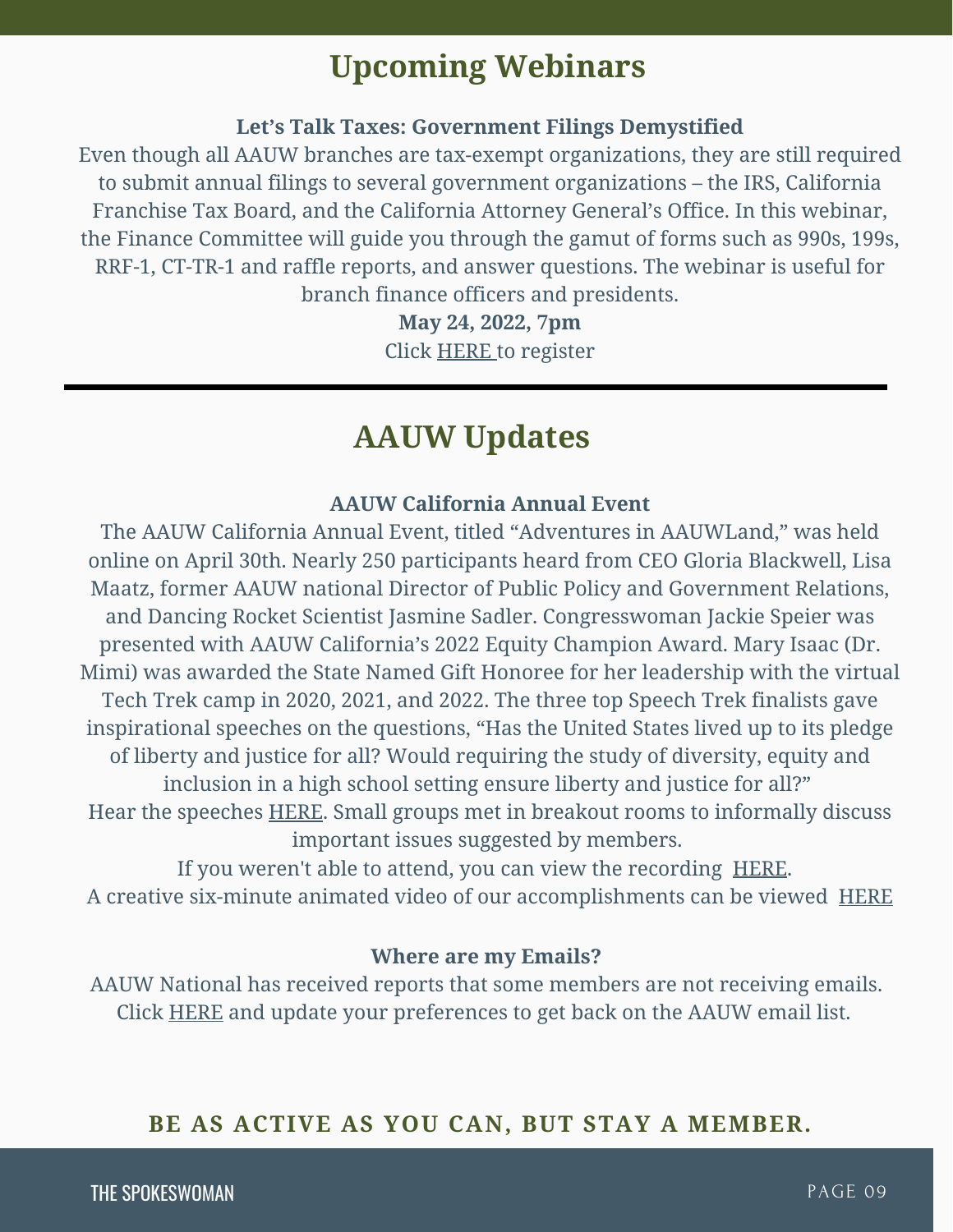## Upcoming Webinars

**Let's Talk Taxes: Government Filings Demystified**

Even though all AAUW branches are tax-exempt organizations, they are still required to submit annual filings to several government organizations – the IRS, California Franchise Tax Board, and the California Attorney General's Office. In this webinar, the Finance Committee will guide you through the gamut of forms such as 990s, 199s, RRF-1, CT-TR-1 and raffle reports, and answer questions. The webinar is useful for branch finance officers and presidents.

**May 24, 2022, 7pm**

Click HERE to register

---

## AAUW Updates

**AAUW California Annual Event**

The AAUW California Annual Event, titled "Adventures in AAUWLand," was held online on April 30th. Nearly 250 participants heard from CEO Gloria Blackwell, Lisa Maatz, former AAUW national Director of Public Policy and Government Relations, and Dancing Rocket Scientist Jasmine Sadler. Congresswoman Jackie Speier was presented with AAUW California's 2022 Equity Champion Award. Mary Isaac (Dr. Mimi) was awarded the State Named Gift Honoree for her leadership with the virtual Tech Trek camp in 2020, 2021, and 2022. The three top Speech Trek finalists gave inspirational speeches on the questions, "Has the United States lived up to its pledge of liberty and justice for all? Would requiring the study of diversity, equity and inclusion in a high school setting ensure liberty and justice for all?"
Hear the speeches HERE. Small groups met in breakout rooms to informally discuss important issues suggested by members.
If you weren't able to attend, you can view the recording HERE.
A creative six-minute animated video of our accomplishments can be viewed HERE

**Where are my Emails?**

AAUW National has received reports that some members are not receiving emails. Click HERE and update your preferences to get back on the AAUW email list.

**BE AS ACTIVE AS YOU CAN, BUT STAY A MEMBER.**